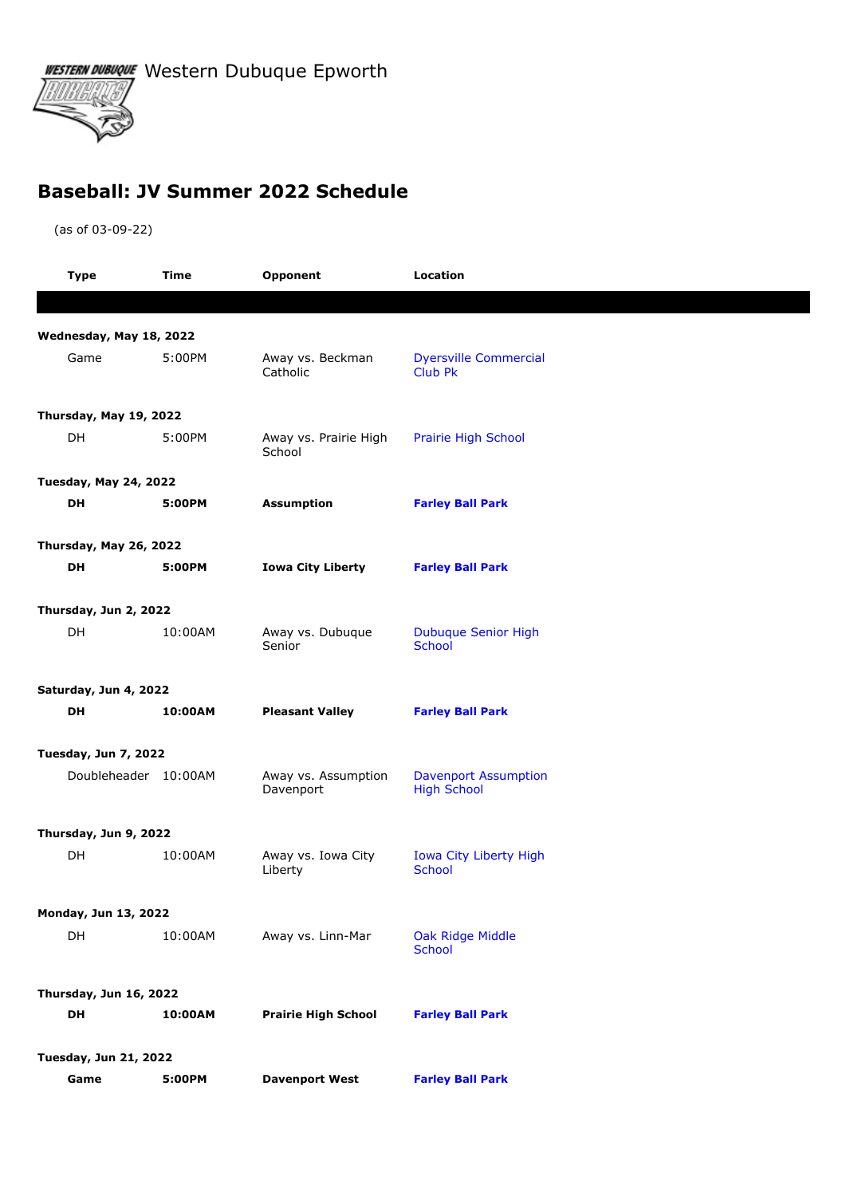Western Dubuque Epworth

## Baseball: JV Summer 2022 Schedule

(as of 03-09-22)

| Type | Time | Opponent | Location |
|---|---|---|---|
| **Wednesday, May 18, 2022** | | | |
| Game | 5:00PM | Away vs. Beckman Catholic | Dyersville Commercial Club Pk |
| **Thursday, May 19, 2022** | | | |
| DH | 5:00PM | Away vs. Prairie High School | Prairie High School |
| **Tuesday, May 24, 2022** | | | |
| **DH** | **5:00PM** | **Assumption** | **Farley Ball Park** |
| **Thursday, May 26, 2022** | | | |
| **DH** | **5:00PM** | **Iowa City Liberty** | **Farley Ball Park** |
| **Thursday, Jun 2, 2022** | | | |
| DH | 10:00AM | Away vs. Dubuque Senior | Dubuque Senior High School |
| **Saturday, Jun 4, 2022** | | | |
| **DH** | **10:00AM** | **Pleasant Valley** | **Farley Ball Park** |
| **Tuesday, Jun 7, 2022** | | | |
| Doubleheader | 10:00AM | Away vs. Assumption Davenport | Davenport Assumption High School |
| **Thursday, Jun 9, 2022** | | | |
| DH | 10:00AM | Away vs. Iowa City Liberty | Iowa City Liberty High School |
| **Monday, Jun 13, 2022** | | | |
| DH | 10:00AM | Away vs. Linn-Mar | Oak Ridge Middle School |
| **Thursday, Jun 16, 2022** | | | |
| **DH** | **10:00AM** | **Prairie High School** | **Farley Ball Park** |
| **Tuesday, Jun 21, 2022** | | | |
| **Game** | **5:00PM** | **Davenport West** | **Farley Ball Park** |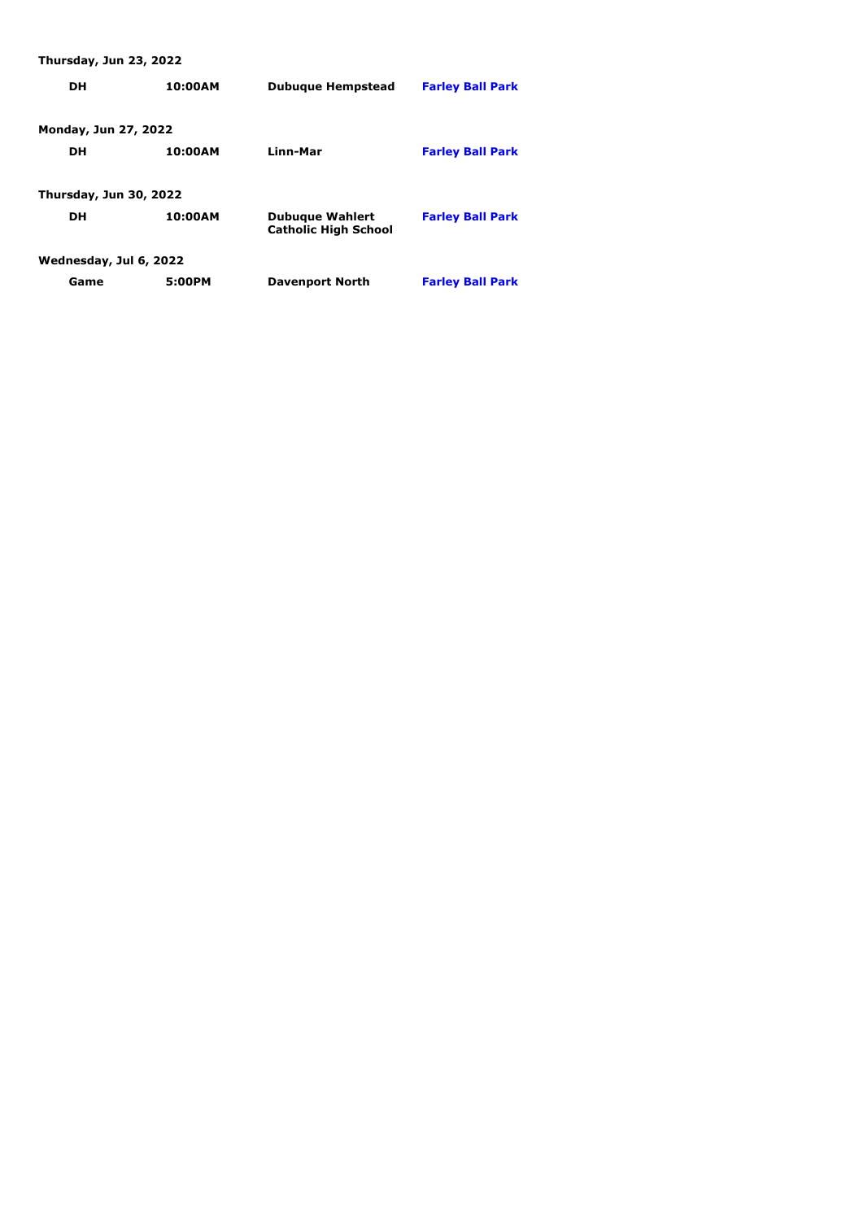**Thursday, Jun 23, 2022**

| | | | |
|---|---|---|---|
| **DH** | **10:00AM** | **Dubuque Hempstead** | **Farley Ball Park** |

**Monday, Jun 27, 2022**

| | | | |
|---|---|---|---|
| **DH** | **10:00AM** | **Linn-Mar** | **Farley Ball Park** |

**Thursday, Jun 30, 2022**

| | | | |
|---|---|---|---|
| **DH** | **10:00AM** | **Dubuque Wahlert Catholic High School** | **Farley Ball Park** |

**Wednesday, Jul 6, 2022**

| | | | |
|---|---|---|---|
| **Game** | **5:00PM** | **Davenport North** | **Farley Ball Park** |